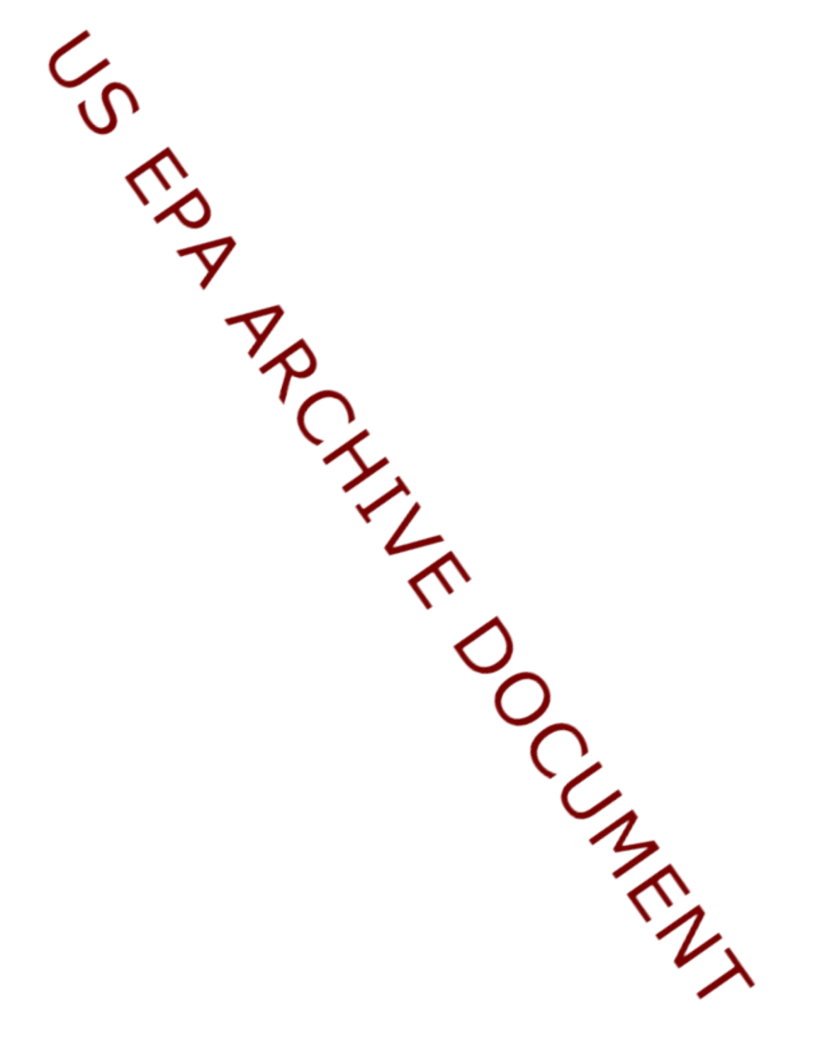US EPA ARCHIVE DOCUMENT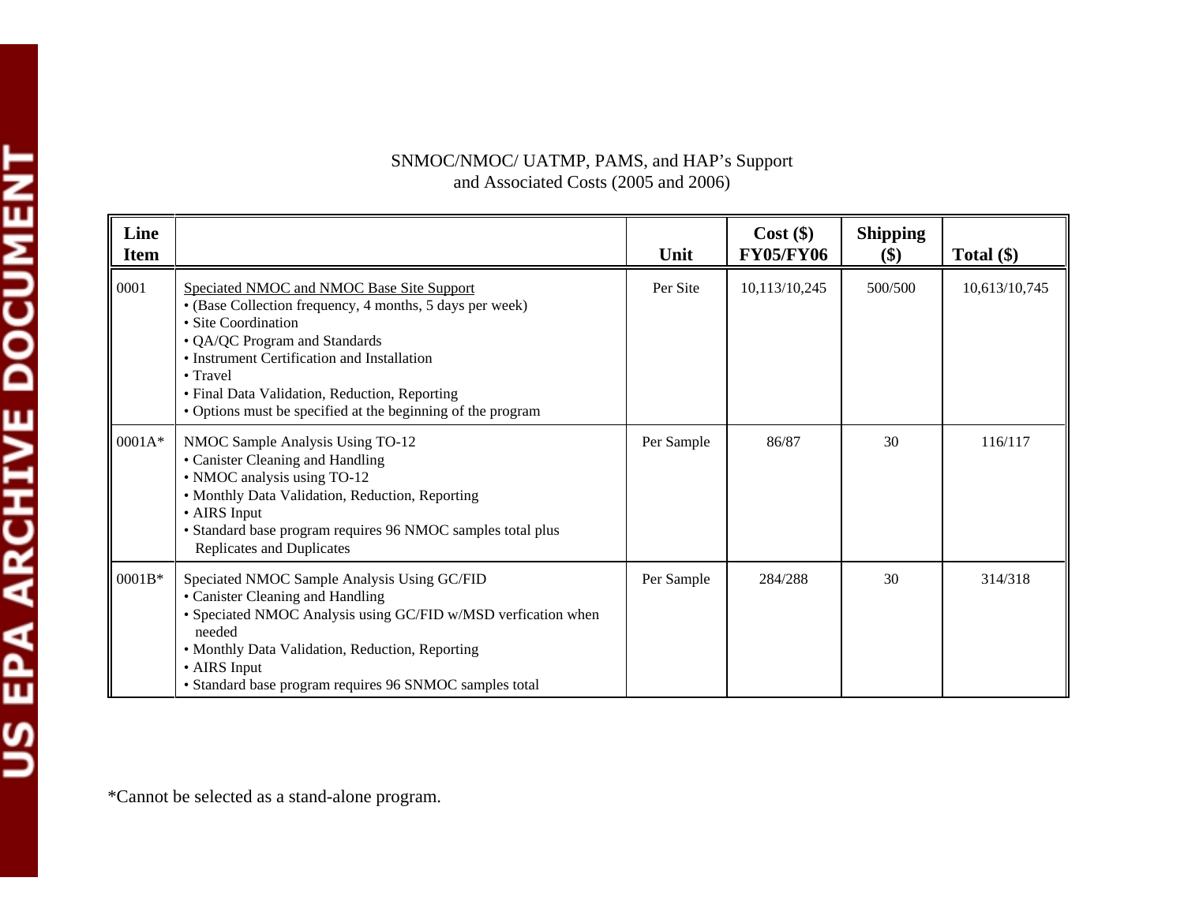SNMOC/NMOC/ UATMP, PAMS, and HAP's Support
and Associated Costs (2005 and 2006)

| Line Item | | Unit | Cost ($) FY05/FY06 | Shipping ($) | Total ($) |
|---|---|---|---|---|---|
| 0001 | Speciated NMOC and NMOC Base Site Support<br>• (Base Collection frequency, 4 months, 5 days per week)<br>• Site Coordination<br>• QA/QC Program and Standards<br>• Instrument Certification and Installation<br>• Travel<br>• Final Data Validation, Reduction, Reporting<br>• Options must be specified at the beginning of the program | Per Site | 10,113/10,245 | 500/500 | 10,613/10,745 |
| 0001A* | NMOC Sample Analysis Using TO-12<br>• Canister Cleaning and Handling<br>• NMOC analysis using TO-12<br>• Monthly Data Validation, Reduction, Reporting<br>• AIRS Input<br>• Standard base program requires 96 NMOC samples total plus Replicates and Duplicates | Per Sample | 86/87 | 30 | 116/117 |
| 0001B* | Speciated NMOC Sample Analysis Using GC/FID<br>• Canister Cleaning and Handling<br>• Speciated NMOC Analysis using GC/FID w/MSD verfication when needed<br>• Monthly Data Validation, Reduction, Reporting<br>• AIRS Input<br>• Standard base program requires 96 SNMOC samples total | Per Sample | 284/288 | 30 | 314/318 |

*Cannot be selected as a stand-alone program.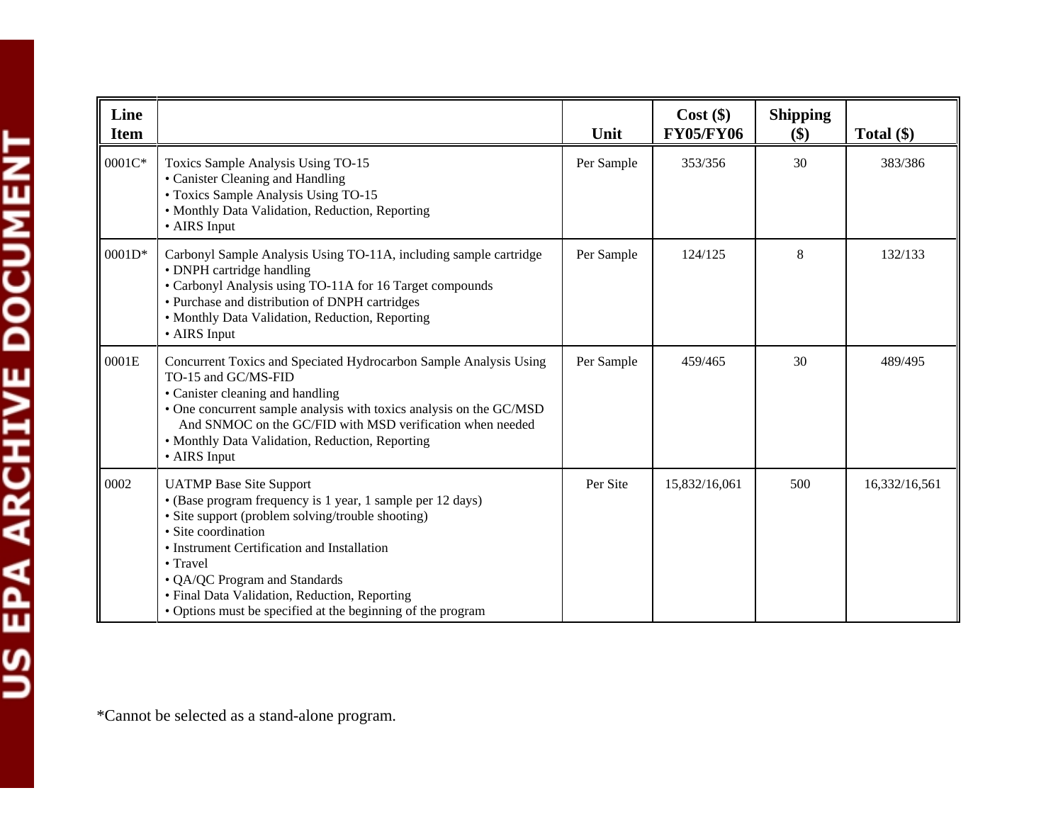| Line Item | | Unit | Cost ($) FY05/FY06 | Shipping ($) | Total ($) |
|---|---|---|---|---|---|
| 0001C* | Toxics Sample Analysis Using TO-15<br>• Canister Cleaning and Handling<br>• Toxics Sample Analysis Using TO-15<br>• Monthly Data Validation, Reduction, Reporting<br>• AIRS Input | Per Sample | 353/356 | 30 | 383/386 |
| 0001D* | Carbonyl Sample Analysis Using TO-11A, including sample cartridge<br>• DNPH cartridge handling<br>• Carbonyl Analysis using TO-11A for 16 Target compounds<br>• Purchase and distribution of DNPH cartridges<br>• Monthly Data Validation, Reduction, Reporting<br>• AIRS Input | Per Sample | 124/125 | 8 | 132/133 |
| 0001E | Concurrent Toxics and Speciated Hydrocarbon Sample Analysis Using TO-15 and GC/MS-FID<br>• Canister cleaning and handling<br>• One concurrent sample analysis with toxics analysis on the GC/MSD And SNMOC on the GC/FID with MSD verification when needed<br>• Monthly Data Validation, Reduction, Reporting<br>• AIRS Input | Per Sample | 459/465 | 30 | 489/495 |
| 0002 | UATMP Base Site Support<br>• (Base program frequency is 1 year, 1 sample per 12 days)<br>• Site support (problem solving/trouble shooting)<br>• Site coordination<br>• Instrument Certification and Installation<br>• Travel<br>• QA/QC Program and Standards<br>• Final Data Validation, Reduction, Reporting<br>• Options must be specified at the beginning of the program | Per Site | 15,832/16,061 | 500 | 16,332/16,561 |

*Cannot be selected as a stand-alone program.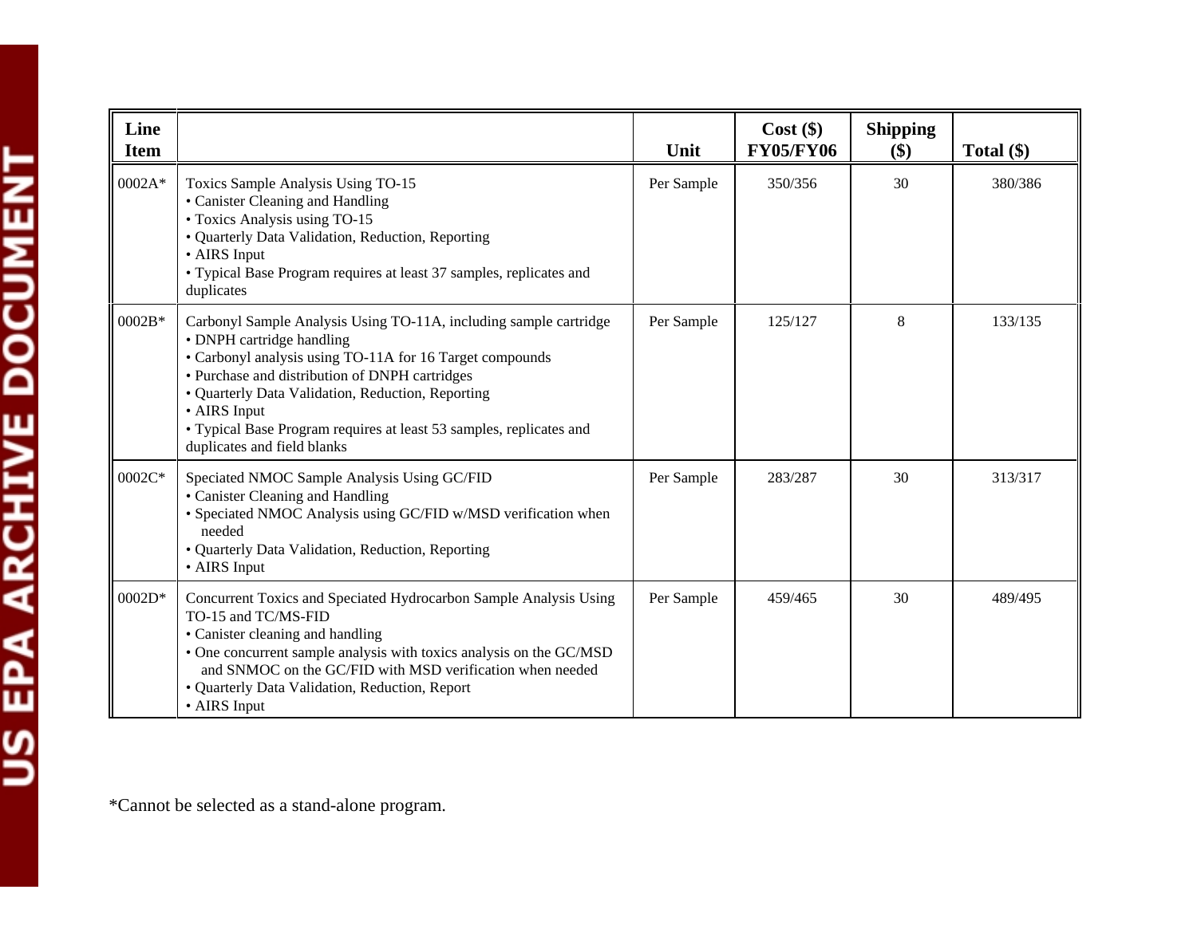| Line Item | | Unit | Cost ($) FY05/FY06 | Shipping ($) | Total ($) |
|---|---|---|---|---|---|
| 0002A* | Toxics Sample Analysis Using TO-15<br>• Canister Cleaning and Handling<br>• Toxics Analysis using TO-15<br>• Quarterly Data Validation, Reduction, Reporting<br>• AIRS Input<br>• Typical Base Program requires at least 37 samples, replicates and duplicates | Per Sample | 350/356 | 30 | 380/386 |
| 0002B* | Carbonyl Sample Analysis Using TO-11A, including sample cartridge<br>• DNPH cartridge handling<br>• Carbonyl analysis using TO-11A for 16 Target compounds<br>• Purchase and distribution of DNPH cartridges<br>• Quarterly Data Validation, Reduction, Reporting<br>• AIRS Input<br>• Typical Base Program requires at least 53 samples, replicates and duplicates and field blanks | Per Sample | 125/127 | 8 | 133/135 |
| 0002C* | Speciated NMOC Sample Analysis Using GC/FID<br>• Canister Cleaning and Handling<br>• Speciated NMOC Analysis using GC/FID w/MSD verification when needed<br>• Quarterly Data Validation, Reduction, Reporting<br>• AIRS Input | Per Sample | 283/287 | 30 | 313/317 |
| 0002D* | Concurrent Toxics and Speciated Hydrocarbon Sample Analysis Using TO-15 and TC/MS-FID<br>• Canister cleaning and handling<br>• One concurrent sample analysis with toxics analysis on the GC/MSD and SNMOC on the GC/FID with MSD verification when needed<br>• Quarterly Data Validation, Reduction, Report<br>• AIRS Input | Per Sample | 459/465 | 30 | 489/495 |

*Cannot be selected as a stand-alone program.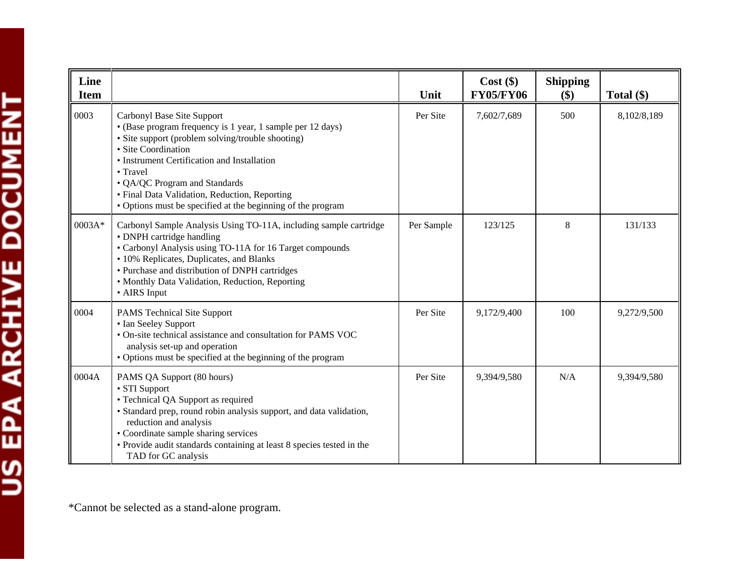| Line Item | | Unit | Cost ($) FY05/FY06 | Shipping ($) | Total ($) |
|---|---|---|---|---|---|
| 0003 | Carbonyl Base Site Support<br>• (Base program frequency is 1 year, 1 sample per 12 days)<br>• Site support (problem solving/trouble shooting)<br>• Site Coordination<br>• Instrument Certification and Installation<br>• Travel<br>• QA/QC Program and Standards<br>• Final Data Validation, Reduction, Reporting<br>• Options must be specified at the beginning of the program | Per Site | 7,602/7,689 | 500 | 8,102/8,189 |
| 0003A* | Carbonyl Sample Analysis Using TO-11A, including sample cartridge<br>• DNPH cartridge handling<br>• Carbonyl Analysis using TO-11A for 16 Target compounds<br>• 10% Replicates, Duplicates, and Blanks<br>• Purchase and distribution of DNPH cartridges<br>• Monthly Data Validation, Reduction, Reporting<br>• AIRS Input | Per Sample | 123/125 | 8 | 131/133 |
| 0004 | PAMS Technical Site Support<br>• Ian Seeley Support<br>• On-site technical assistance and consultation for PAMS VOC analysis set-up and operation<br>• Options must be specified at the beginning of the program | Per Site | 9,172/9,400 | 100 | 9,272/9,500 |
| 0004A | PAMS QA Support (80 hours)<br>• STI Support<br>• Technical QA Support as required<br>• Standard prep, round robin analysis support, and data validation, reduction and analysis<br>• Coordinate sample sharing services<br>• Provide audit standards containing at least 8 species tested in the TAD for GC analysis | Per Site | 9,394/9,580 | N/A | 9,394/9,580 |

*Cannot be selected as a stand-alone program.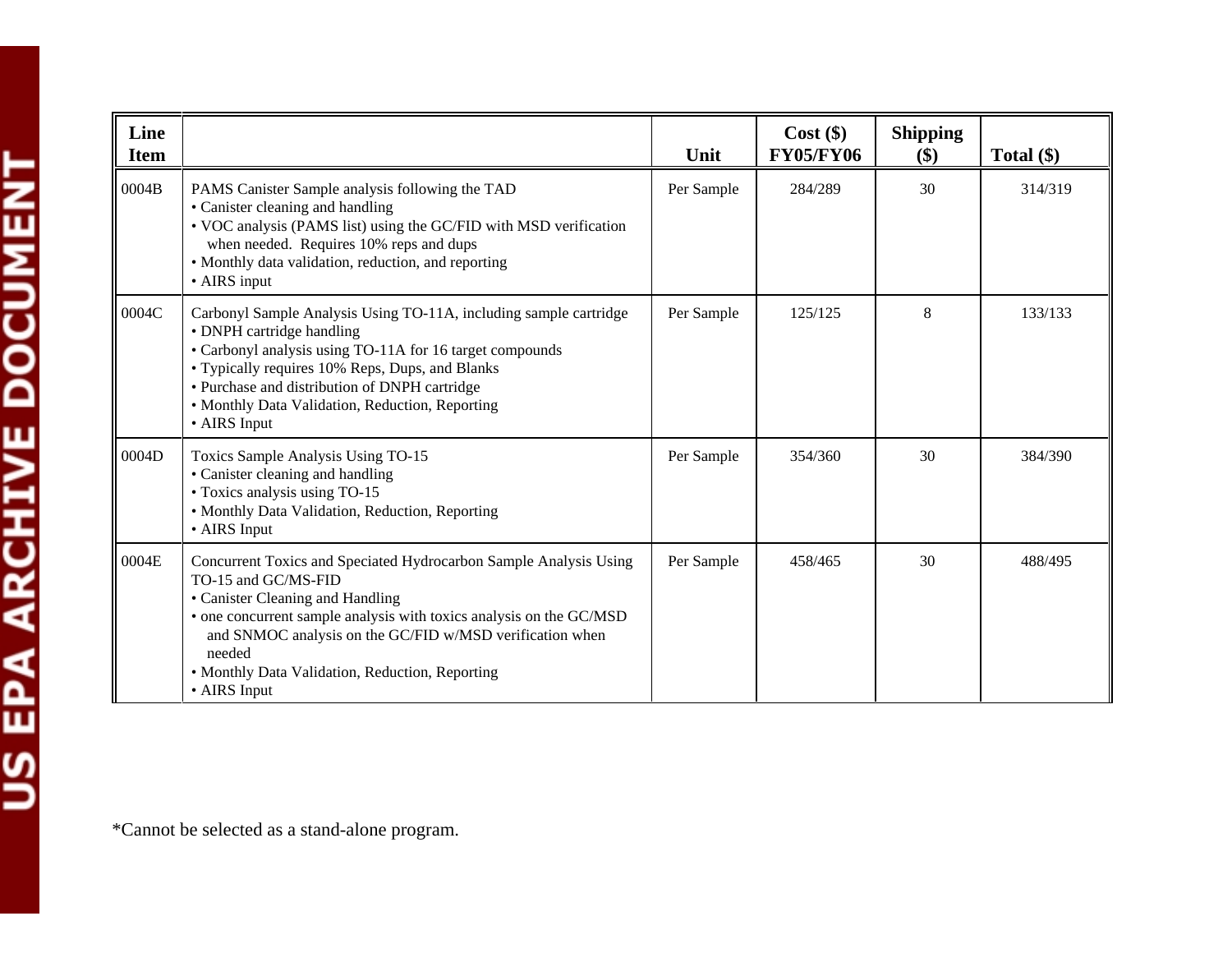| Line Item | | Unit | Cost ($) FY05/FY06 | Shipping ($) | Total ($) |
|---|---|---|---|---|---|
| 0004B | PAMS Canister Sample analysis following the TAD<br>• Canister cleaning and handling<br>• VOC analysis (PAMS list) using the GC/FID with MSD verification when needed. Requires 10% reps and dups<br>• Monthly data validation, reduction, and reporting<br>• AIRS input | Per Sample | 284/289 | 30 | 314/319 |
| 0004C | Carbonyl Sample Analysis Using TO-11A, including sample cartridge<br>• DNPH cartridge handling<br>• Carbonyl analysis using TO-11A for 16 target compounds<br>• Typically requires 10% Reps, Dups, and Blanks<br>• Purchase and distribution of DNPH cartridge<br>• Monthly Data Validation, Reduction, Reporting<br>• AIRS Input | Per Sample | 125/125 | 8 | 133/133 |
| 0004D | Toxics Sample Analysis Using TO-15<br>• Canister cleaning and handling<br>• Toxics analysis using TO-15<br>• Monthly Data Validation, Reduction, Reporting<br>• AIRS Input | Per Sample | 354/360 | 30 | 384/390 |
| 0004E | Concurrent Toxics and Speciated Hydrocarbon Sample Analysis Using TO-15 and GC/MS-FID<br>• Canister Cleaning and Handling<br>• one concurrent sample analysis with toxics analysis on the GC/MSD and SNMOC analysis on the GC/FID w/MSD verification when needed<br>• Monthly Data Validation, Reduction, Reporting<br>• AIRS Input | Per Sample | 458/465 | 30 | 488/495 |

*Cannot be selected as a stand-alone program.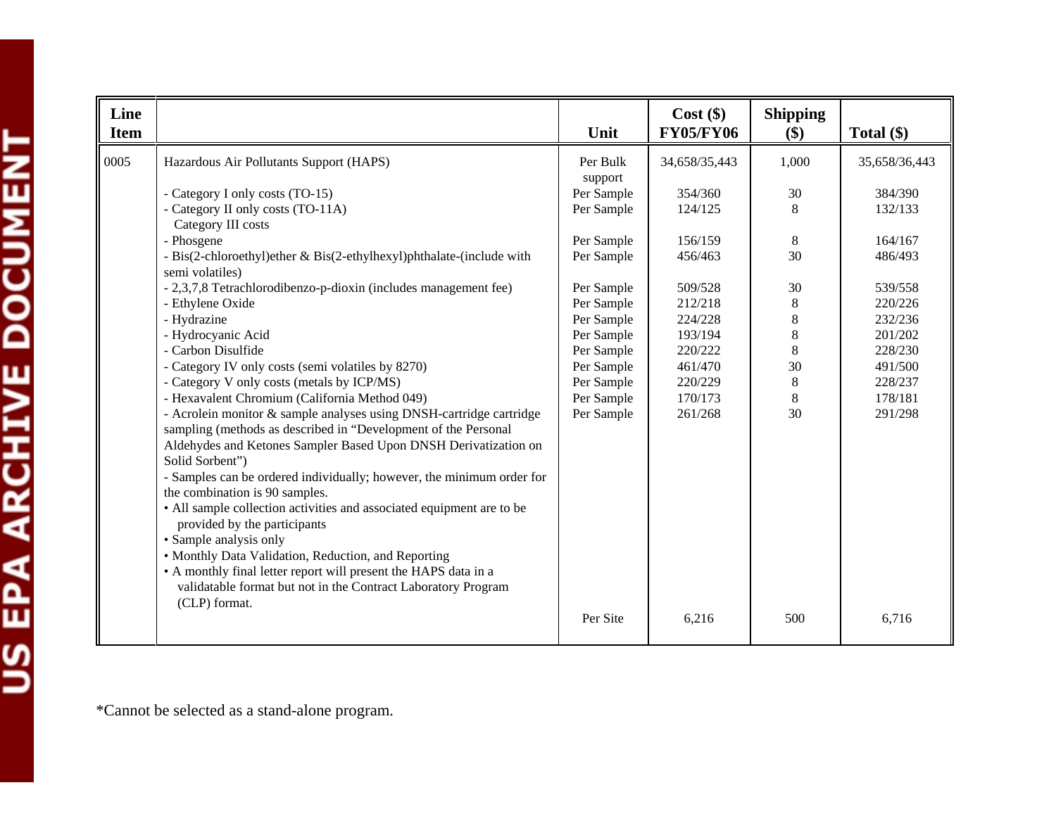| Line Item | | Unit | Cost ($) FY05/FY06 | Shipping ($) | Total ($) |
|---|---|---|---|---|---|
| 0005 | Hazardous Air Pollutants Support (HAPS) | Per Bulk support | 34,658/35,443 | 1,000 | 35,658/36,443 |
| | - Category I only costs (TO-15) | Per Sample | 354/360 | 30 | 384/390 |
| | - Category II only costs (TO-11A) | Per Sample | 124/125 | 8 | 132/133 |
| | Category III costs | | | | |
| | - Phosgene | Per Sample | 156/159 | 8 | 164/167 |
| | - Bis(2-chloroethyl)ether & Bis(2-ethylhexyl)phthalate-(include with semi volatiles) | Per Sample | 456/463 | 30 | 486/493 |
| | - 2,3,7,8 Tetrachlorodibenzo-p-dioxin (includes management fee) | Per Sample | 509/528 | 30 | 539/558 |
| | - Ethylene Oxide | Per Sample | 212/218 | 8 | 220/226 |
| | - Hydrazine | Per Sample | 224/228 | 8 | 232/236 |
| | - Hydrocyanic Acid | Per Sample | 193/194 | 8 | 201/202 |
| | - Carbon Disulfide | Per Sample | 220/222 | 8 | 228/230 |
| | - Category IV only costs (semi volatiles by 8270) | Per Sample | 461/470 | 30 | 491/500 |
| | - Category V only costs (metals by ICP/MS) | Per Sample | 220/229 | 8 | 228/237 |
| | - Hexavalent Chromium (California Method 049) | Per Sample | 170/173 | 8 | 178/181 |
| | - Acrolein monitor & sample analyses using DNSH-cartridge cartridge sampling (methods as described in "Development of the Personal Aldehydes and Ketones Sampler Based Upon DNSH Derivatization on Solid Sorbent") | Per Sample | 261/268 | 30 | 291/298 |
| | - Samples can be ordered individually; however, the minimum order for the combination is 90 samples.<br>• All sample collection activities and associated equipment are to be provided by the participants<br>• Sample analysis only<br>• Monthly Data Validation, Reduction, and Reporting<br>• A monthly final letter report will present the HAPS data in a validatable format but not in the Contract Laboratory Program (CLP) format. | Per Site | 6,216 | 500 | 6,716 |

*Cannot be selected as a stand-alone program.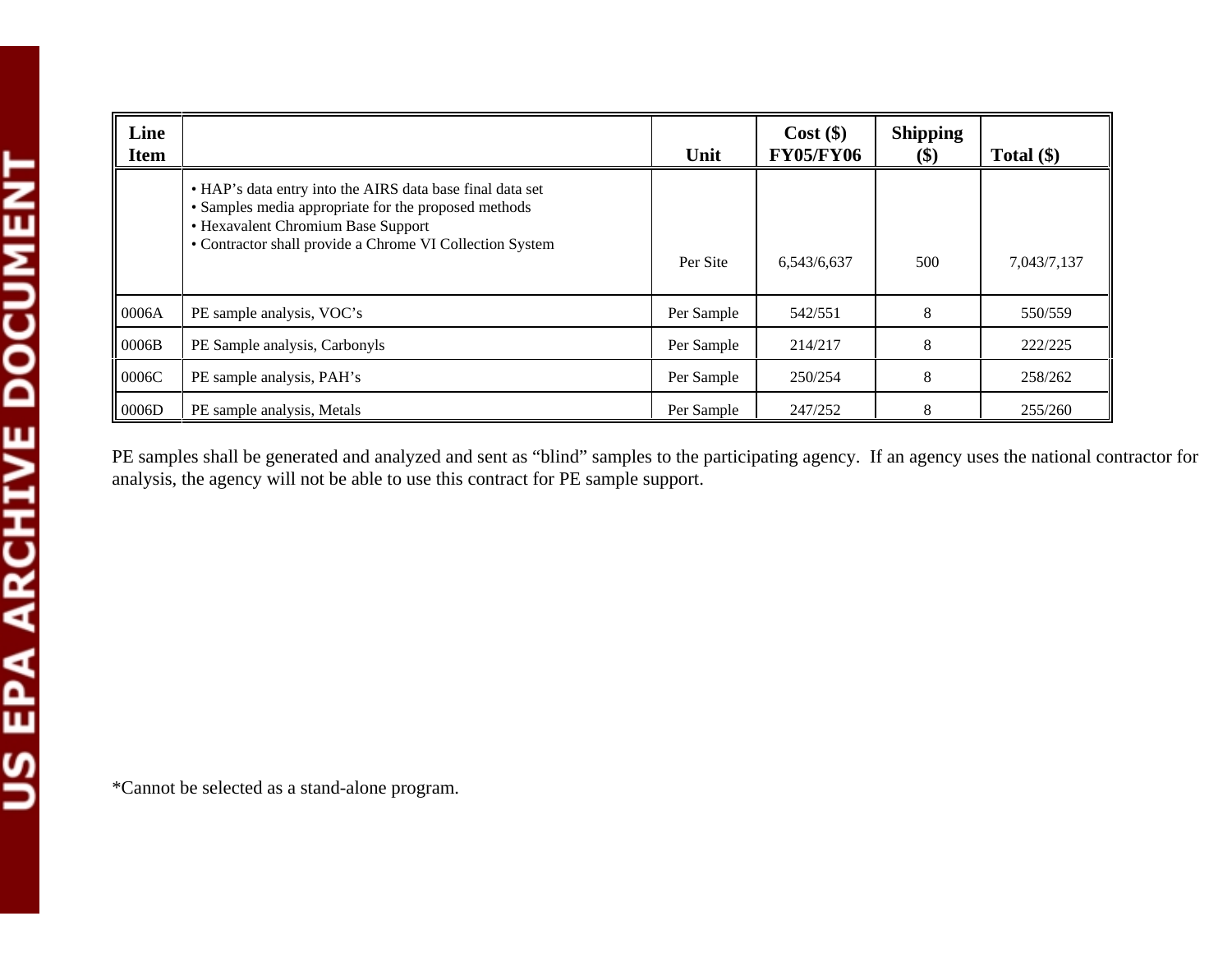| Line Item | | Unit | Cost ($) FY05/FY06 | Shipping ($) | Total ($) |
|---|---|---|---|---|---|
| | • HAP's data entry into the AIRS data base final data set<br>• Samples media appropriate for the proposed methods<br>• Hexavalent Chromium Base Support<br>• Contractor shall provide a Chrome VI Collection System | Per Site | 6,543/6,637 | 500 | 7,043/7,137 |
| 0006A | PE sample analysis, VOC's | Per Sample | 542/551 | 8 | 550/559 |
| 0006B | PE Sample analysis, Carbonyls | Per Sample | 214/217 | 8 | 222/225 |
| 0006C | PE sample analysis, PAH's | Per Sample | 250/254 | 8 | 258/262 |
| 0006D | PE sample analysis, Metals | Per Sample | 247/252 | 8 | 255/260 |

PE samples shall be generated and analyzed and sent as "blind" samples to the participating agency. If an agency uses the national contractor for analysis, the agency will not be able to use this contract for PE sample support.

*Cannot be selected as a stand-alone program.